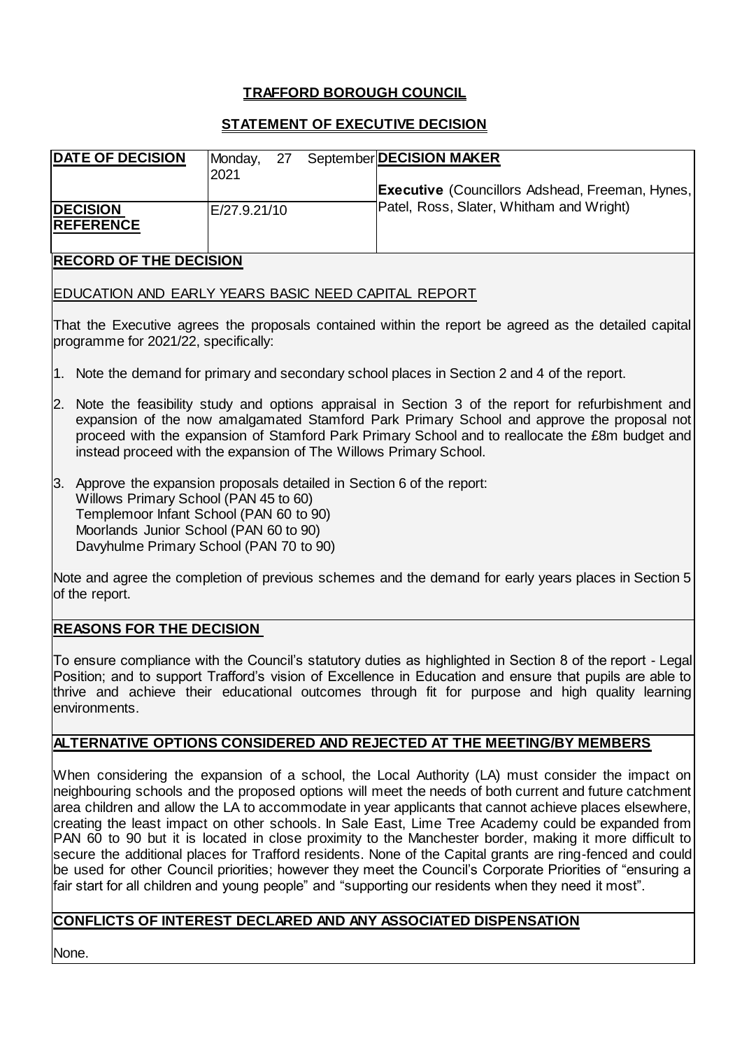# TRAFFORD BOROUGH COUNCIL

## STATEMENT OF EXECUTIVE DECISION

| **DATE OF DECISION** | Monday, 27 September 2021 | **DECISION MAKER** |
|---|---|---|
| **DECISION REFERENCE** | E/27.9.21/10 | **Executive** (Councillors Adshead, Freeman, Hynes, Patel, Ross, Slater, Whitham and Wright) |

### RECORD OF THE DECISION

EDUCATION AND EARLY YEARS BASIC NEED CAPITAL REPORT

That the Executive agrees the proposals contained within the report be agreed as the detailed capital programme for 2021/22, specifically:

1. Note the demand for primary and secondary school places in Section 2 and 4 of the report.
2. Note the feasibility study and options appraisal in Section 3 of the report for refurbishment and expansion of the now amalgamated Stamford Park Primary School and approve the proposal not proceed with the expansion of Stamford Park Primary School and to reallocate the £8m budget and instead proceed with the expansion of The Willows Primary School.
3. Approve the expansion proposals detailed in Section 6 of the report:
   Willows Primary School (PAN 45 to 60)
   Templemoor Infant School (PAN 60 to 90)
   Moorlands Junior School (PAN 60 to 90)
   Davyhulme Primary School (PAN 70 to 90)

Note and agree the completion of previous schemes and the demand for early years places in Section 5 of the report.

### REASONS FOR THE DECISION

To ensure compliance with the Council's statutory duties as highlighted in Section 8 of the report - Legal Position; and to support Trafford's vision of Excellence in Education and ensure that pupils are able to thrive and achieve their educational outcomes through fit for purpose and high quality learning environments.

### ALTERNATIVE OPTIONS CONSIDERED AND REJECTED AT THE MEETING/BY MEMBERS

When considering the expansion of a school, the Local Authority (LA) must consider the impact on neighbouring schools and the proposed options will meet the needs of both current and future catchment area children and allow the LA to accommodate in year applicants that cannot achieve places elsewhere, creating the least impact on other schools. In Sale East, Lime Tree Academy could be expanded from PAN 60 to 90 but it is located in close proximity to the Manchester border, making it more difficult to secure the additional places for Trafford residents. None of the Capital grants are ring-fenced and could be used for other Council priorities; however they meet the Council's Corporate Priorities of "ensuring a fair start for all children and young people" and "supporting our residents when they need it most".

### CONFLICTS OF INTEREST DECLARED AND ANY ASSOCIATED DISPENSATION

None.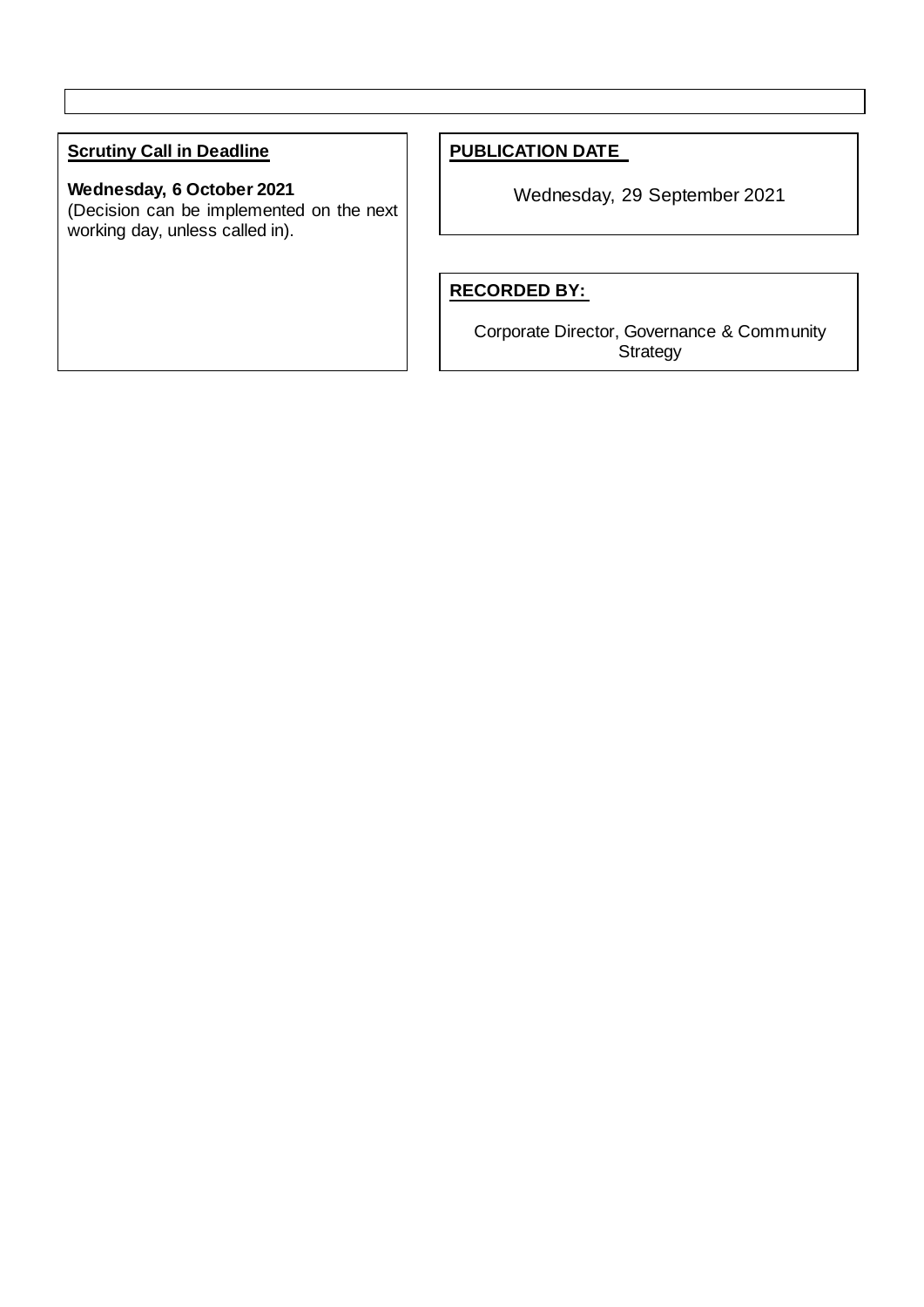**Scrutiny Call in Deadline**

**Wednesday, 6 October 2021**
(Decision can be implemented on the next working day, unless called in).

**PUBLICATION DATE**

Wednesday, 29 September 2021

**RECORDED BY:**

Corporate Director, Governance & Community Strategy